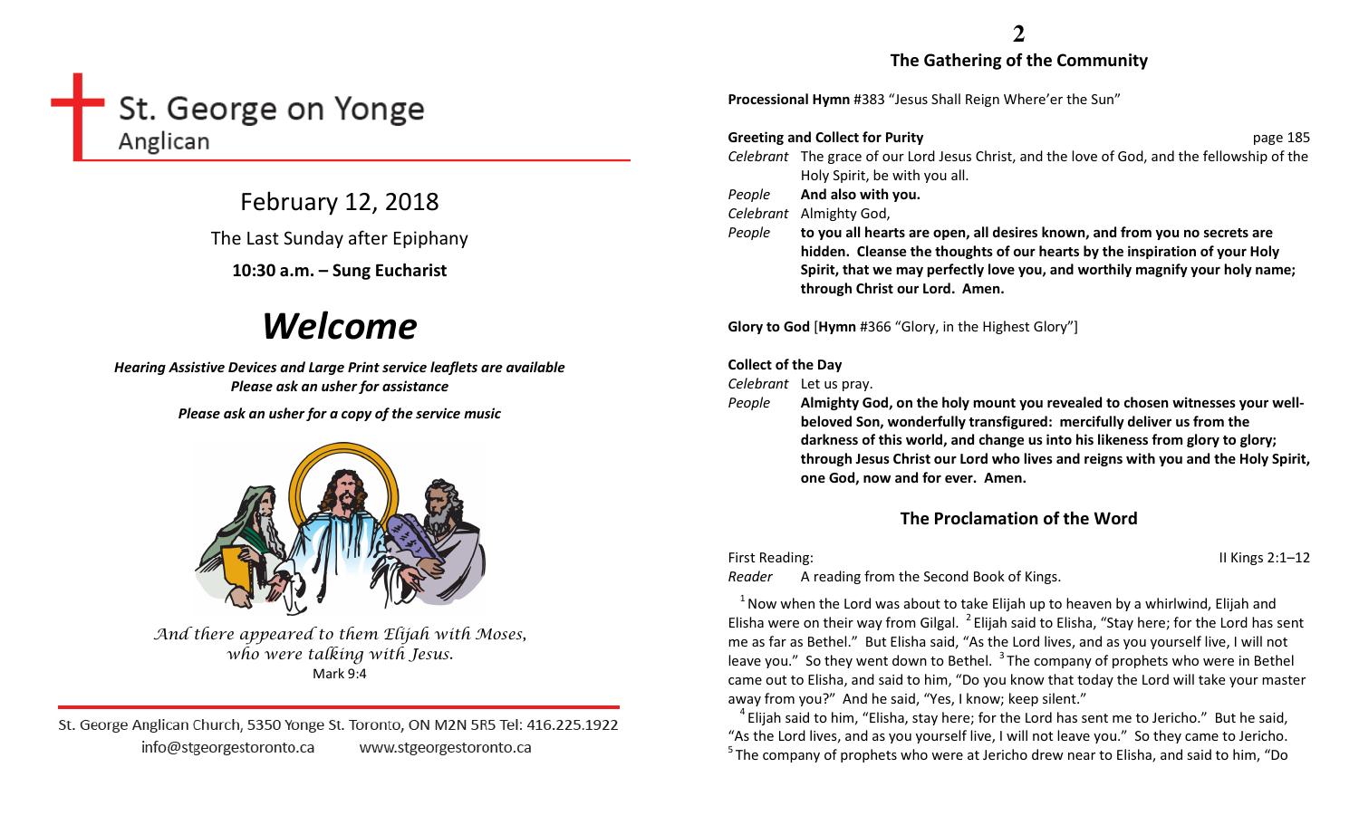# St. George on Yonge

Anglican

## February 12, 2018

The Last Sunday after Epiphany

**10:30 a.m. – Sung Eucharist**

# *Welcome*

***Hearing Assistive Devices and Large Print service leaflets are available***
***Please ask an usher for assistance***

***Please ask an usher for a copy of the service music***

*And there appeared to them Elijah with Moses, who were talking with Jesus.*
Mark 9:4

St. George Anglican Church, 5350 Yonge St. Toronto, ON M2N 5R5 Tel: 416.225.1922
info@stgeorgestoronto.ca www.stgeorgestoronto.ca

## The Gathering of the Community

**Processional Hymn** #383 "Jesus Shall Reign Where'er the Sun"

**Greeting and Collect for Purity** page 185

*Celebrant* The grace of our Lord Jesus Christ, and the love of God, and the fellowship of the Holy Spirit, be with you all.

*People* **And also with you.**

*Celebrant* Almighty God,

*People* **to you all hearts are open, all desires known, and from you no secrets are hidden. Cleanse the thoughts of our hearts by the inspiration of your Holy Spirit, that we may perfectly love you, and worthily magnify your holy name; through Christ our Lord. Amen.**

**Glory to God** [**Hymn** #366 "Glory, in the Highest Glory"]

**Collect of the Day**

*Celebrant* Let us pray.

*People* **Almighty God, on the holy mount you revealed to chosen witnesses your well-beloved Son, wonderfully transfigured: mercifully deliver us from the darkness of this world, and change us into his likeness from glory to glory; through Jesus Christ our Lord who lives and reigns with you and the Holy Spirit, one God, now and for ever. Amen.**

## The Proclamation of the Word

First Reading: II Kings 2:1–12

*Reader* A reading from the Second Book of Kings.

[1] Now when the Lord was about to take Elijah up to heaven by a whirlwind, Elijah and Elisha were on their way from Gilgal. [2] Elijah said to Elisha, "Stay here; for the Lord has sent me as far as Bethel." But Elisha said, "As the Lord lives, and as you yourself live, I will not leave you." So they went down to Bethel. [3] The company of prophets who were in Bethel came out to Elisha, and said to him, "Do you know that today the Lord will take your master away from you?" And he said, "Yes, I know; keep silent."

[4] Elijah said to him, "Elisha, stay here; for the Lord has sent me to Jericho." But he said, "As the Lord lives, and as you yourself live, I will not leave you." So they came to Jericho. [5] The company of prophets who were at Jericho drew near to Elisha, and said to him, "Do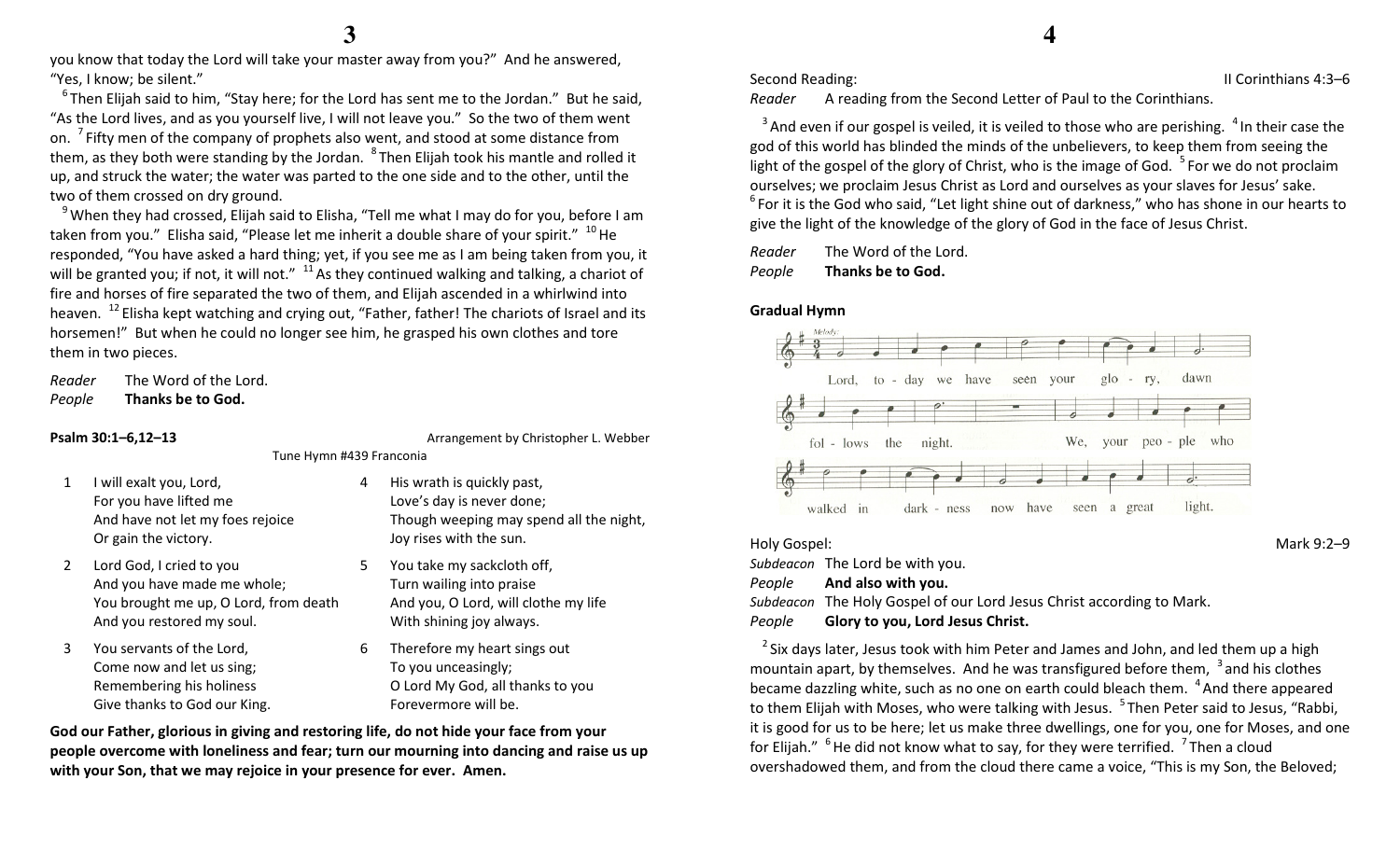you know that today the Lord will take your master away from you?" And he answered, "Yes, I know; be silent."

[6] Then Elijah said to him, "Stay here; for the Lord has sent me to the Jordan." But he said, "As the Lord lives, and as you yourself live, I will not leave you." So the two of them went on. [7] Fifty men of the company of prophets also went, and stood at some distance from them, as they both were standing by the Jordan. [8] Then Elijah took his mantle and rolled it up, and struck the water; the water was parted to the one side and to the other, until the two of them crossed on dry ground.

[9] When they had crossed, Elijah said to Elisha, "Tell me what I may do for you, before I am taken from you." Elisha said, "Please let me inherit a double share of your spirit." [10] He responded, "You have asked a hard thing; yet, if you see me as I am being taken from you, it will be granted you; if not, it will not." [11] As they continued walking and talking, a chariot of fire and horses of fire separated the two of them, and Elijah ascended in a whirlwind into heaven. [12] Elisha kept watching and crying out, "Father, father! The chariots of Israel and its horsemen!" But when he could no longer see him, he grasped his own clothes and tore them in two pieces.

*Reader* The Word of the Lord.
*People* **Thanks be to God.**

**Psalm 30:1–6,12–13** Arrangement by Christopher L. Webber

Tune Hymn #439 Franconia

1 I will exalt you, Lord,
For you have lifted me
And have not let my foes rejoice
Or gain the victory.

2 Lord God, I cried to you
And you have made me whole;
You brought me up, O Lord, from death
And you restored my soul.

3 You servants of the Lord,
Come now and let us sing;
Remembering his holiness
Give thanks to God our King.

4 His wrath is quickly past,
Love's day is never done;
Though weeping may spend all the night,
Joy rises with the sun.

5 You take my sackcloth off,
Turn wailing into praise
And you, O Lord, will clothe my life
With shining joy always.

6 Therefore my heart sings out
To you unceasingly;
O Lord My God, all thanks to you
Forevermore will be.

**God our Father, glorious in giving and restoring life, do not hide your face from your people overcome with loneliness and fear; turn our mourning into dancing and raise us up with your Son, that we may rejoice in your presence for ever. Amen.**

Second Reading: II Corinthians 4:3–6

*Reader* A reading from the Second Letter of Paul to the Corinthians.

[3] And even if our gospel is veiled, it is veiled to those who are perishing. [4] In their case the god of this world has blinded the minds of the unbelievers, to keep them from seeing the light of the gospel of the glory of Christ, who is the image of God. [5] For we do not proclaim ourselves; we proclaim Jesus Christ as Lord and ourselves as your slaves for Jesus' sake. [6] For it is the God who said, "Let light shine out of darkness," who has shone in our hearts to give the light of the knowledge of the glory of God in the face of Jesus Christ.

*Reader* The Word of the Lord.
*People* **Thanks be to God.**

**Gradual Hymn**

Melody:

Lord, to - day we have seen your glo - ry, dawn fol - lows the night. We, your peo - ple who walked in dark - ness now have seen a great light.

Holy Gospel: Mark 9:2–9

*Subdeacon* The Lord be with you.
*People* **And also with you.**
*Subdeacon* The Holy Gospel of our Lord Jesus Christ according to Mark.
*People* **Glory to you, Lord Jesus Christ.**

[2] Six days later, Jesus took with him Peter and James and John, and led them up a high mountain apart, by themselves. And he was transfigured before them, [3] and his clothes became dazzling white, such as no one on earth could bleach them. [4] And there appeared to them Elijah with Moses, who were talking with Jesus. [5] Then Peter said to Jesus, "Rabbi, it is good for us to be here; let us make three dwellings, one for you, one for Moses, and one for Elijah." [6] He did not know what to say, for they were terrified. [7] Then a cloud overshadowed them, and from the cloud there came a voice, "This is my Son, the Beloved;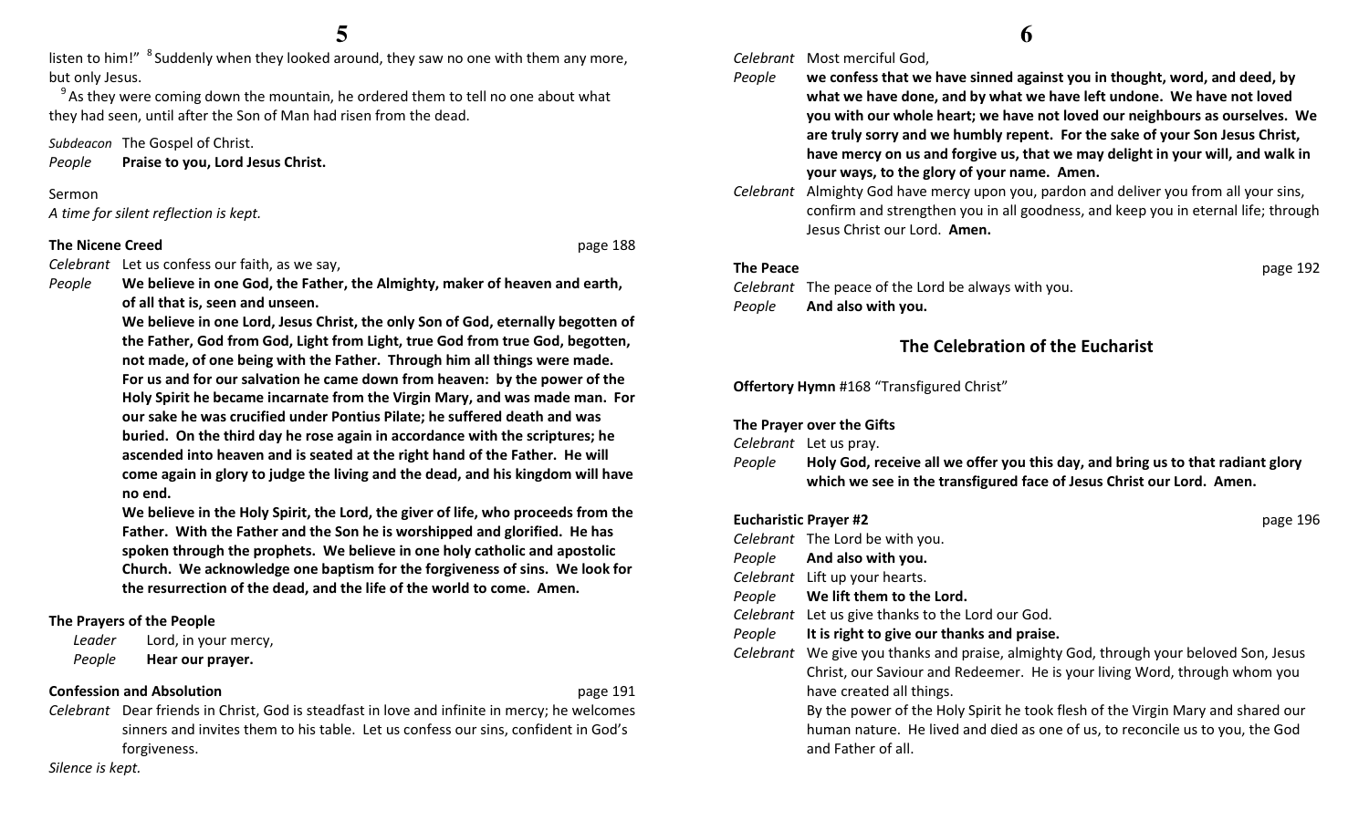listen to him!" [8] Suddenly when they looked around, they saw no one with them any more, but only Jesus.

[9] As they were coming down the mountain, he ordered them to tell no one about what they had seen, until after the Son of Man had risen from the dead.

*Subdeacon* The Gospel of Christ.
*People* **Praise to you, Lord Jesus Christ.**

Sermon
*A time for silent reflection is kept.*

**The Nicene Creed** page 188

*Celebrant* Let us confess our faith, as we say,
*People* **We believe in one God, the Father, the Almighty, maker of heaven and earth, of all that is, seen and unseen.**

**We believe in one Lord, Jesus Christ, the only Son of God, eternally begotten of the Father, God from God, Light from Light, true God from true God, begotten, not made, of one being with the Father. Through him all things were made. For us and for our salvation he came down from heaven: by the power of the Holy Spirit he became incarnate from the Virgin Mary, and was made man. For our sake he was crucified under Pontius Pilate; he suffered death and was buried. On the third day he rose again in accordance with the scriptures; he ascended into heaven and is seated at the right hand of the Father. He will come again in glory to judge the living and the dead, and his kingdom will have no end.**

**We believe in the Holy Spirit, the Lord, the giver of life, who proceeds from the Father. With the Father and the Son he is worshipped and glorified. He has spoken through the prophets. We believe in one holy catholic and apostolic Church. We acknowledge one baptism for the forgiveness of sins. We look for the resurrection of the dead, and the life of the world to come. Amen.**

**The Prayers of the People**

*Leader* Lord, in your mercy,
*People* **Hear our prayer.**

**Confession and Absolution** page 191

*Celebrant* Dear friends in Christ, God is steadfast in love and infinite in mercy; he welcomes sinners and invites them to his table. Let us confess our sins, confident in God's forgiveness.

*Silence is kept.*

*Celebrant* Most merciful God,
*People* **we confess that we have sinned against you in thought, word, and deed, by what we have done, and by what we have left undone. We have not loved you with our whole heart; we have not loved our neighbours as ourselves. We are truly sorry and we humbly repent. For the sake of your Son Jesus Christ, have mercy on us and forgive us, that we may delight in your will, and walk in your ways, to the glory of your name. Amen.**
*Celebrant* Almighty God have mercy upon you, pardon and deliver you from all your sins, confirm and strengthen you in all goodness, and keep you in eternal life; through Jesus Christ our Lord. **Amen.**

**The Peace** page 192

*Celebrant* The peace of the Lord be always with you.
*People* **And also with you.**

## The Celebration of the Eucharist

**Offertory Hymn** #168 "Transfigured Christ"

**The Prayer over the Gifts**

*Celebrant* Let us pray.
*People* **Holy God, receive all we offer you this day, and bring us to that radiant glory which we see in the transfigured face of Jesus Christ our Lord. Amen.**

**Eucharistic Prayer #2** page 196

*Celebrant* The Lord be with you.
*People* **And also with you.**
*Celebrant* Lift up your hearts.
*People* **We lift them to the Lord.**
*Celebrant* Let us give thanks to the Lord our God.
*People* **It is right to give our thanks and praise.**
*Celebrant* We give you thanks and praise, almighty God, through your beloved Son, Jesus Christ, our Saviour and Redeemer. He is your living Word, through whom you have created all things.

By the power of the Holy Spirit he took flesh of the Virgin Mary and shared our human nature. He lived and died as one of us, to reconcile us to you, the God and Father of all.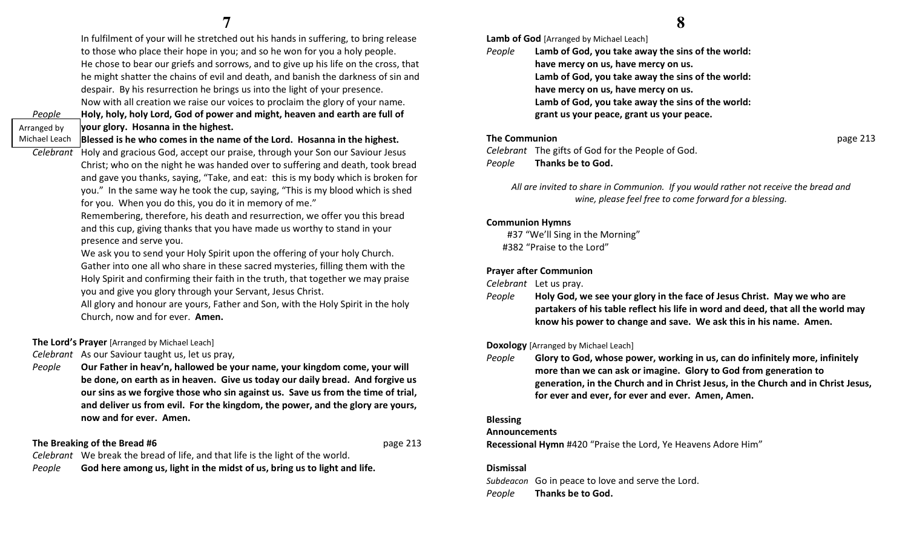In fulfilment of your will he stretched out his hands in suffering, to bring release to those who place their hope in you; and so he won for you a holy people. He chose to bear our griefs and sorrows, and to give up his life on the cross, that he might shatter the chains of evil and death, and banish the darkness of sin and despair. By his resurrection he brings us into the light of your presence. Now with all creation we raise our voices to proclaim the glory of your name.

*People* **Holy, holy, holy Lord, God of power and might, heaven and earth are full of your glory. Hosanna in the highest.**

Arranged by Michael Leach

**Blessed is he who comes in the name of the Lord. Hosanna in the highest.**

*Celebrant* Holy and gracious God, accept our praise, through your Son our Saviour Jesus Christ; who on the night he was handed over to suffering and death, took bread and gave you thanks, saying, "Take, and eat: this is my body which is broken for you." In the same way he took the cup, saying, "This is my blood which is shed for you. When you do this, you do it in memory of me."
Remembering, therefore, his death and resurrection, we offer you this bread and this cup, giving thanks that you have made us worthy to stand in your presence and serve you.
We ask you to send your Holy Spirit upon the offering of your holy Church. Gather into one all who share in these sacred mysteries, filling them with the Holy Spirit and confirming their faith in the truth, that together we may praise you and give you glory through your Servant, Jesus Christ.
All glory and honour are yours, Father and Son, with the Holy Spirit in the holy Church, now and for ever. **Amen.**

**The Lord's Prayer** [Arranged by Michael Leach]

*Celebrant* As our Saviour taught us, let us pray,

*People* **Our Father in heav'n, hallowed be your name, your kingdom come, your will be done, on earth as in heaven. Give us today our daily bread. And forgive us our sins as we forgive those who sin against us. Save us from the time of trial, and deliver us from evil. For the kingdom, the power, and the glory are yours, now and for ever. Amen.**

**The Breaking of the Bread #6** page 213

*Celebrant* We break the bread of life, and that life is the light of the world.

*People* **God here among us, light in the midst of us, bring us to light and life.**

**Lamb of God** [Arranged by Michael Leach]

*People* **Lamb of God, you take away the sins of the world:**
**have mercy on us, have mercy on us.**
**Lamb of God, you take away the sins of the world:**
**have mercy on us, have mercy on us.**
**Lamb of God, you take away the sins of the world:**
**grant us your peace, grant us your peace.**

**The Communion** page 213

*Celebrant* The gifts of God for the People of God.

*People* **Thanks be to God.**

*All are invited to share in Communion. If you would rather not receive the bread and wine, please feel free to come forward for a blessing.*

**Communion Hymns**

#37 "We'll Sing in the Morning"
#382 "Praise to the Lord"

**Prayer after Communion**

*Celebrant* Let us pray.

*People* **Holy God, we see your glory in the face of Jesus Christ. May we who are partakers of his table reflect his life in word and deed, that all the world may know his power to change and save. We ask this in his name. Amen.**

**Doxology** [Arranged by Michael Leach]

*People* **Glory to God, whose power, working in us, can do infinitely more, infinitely more than we can ask or imagine. Glory to God from generation to generation, in the Church and in Christ Jesus, in the Church and in Christ Jesus, for ever and ever, for ever and ever. Amen, Amen.**

**Blessing**

**Announcements**

**Recessional Hymn** #420 "Praise the Lord, Ye Heavens Adore Him"

**Dismissal**

*Subdeacon* Go in peace to love and serve the Lord.

*People* **Thanks be to God.**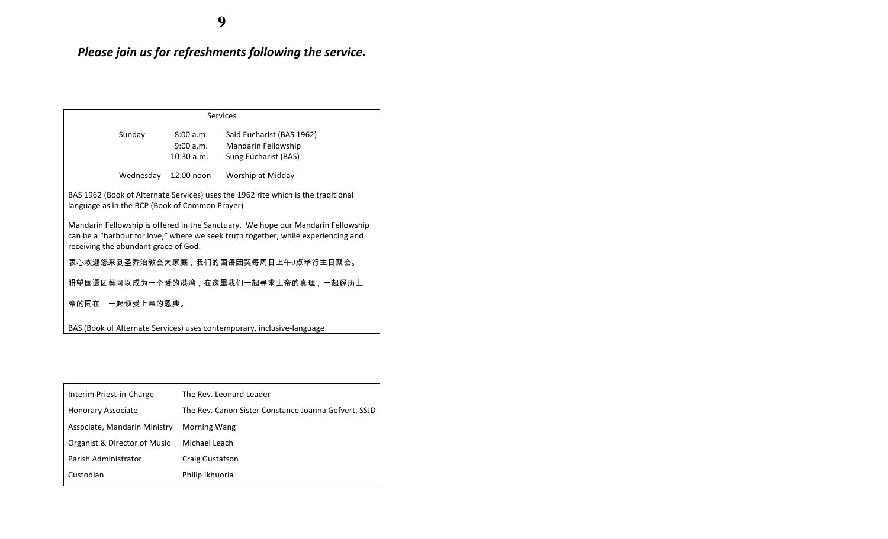***Please join us for refreshments following the service.***

Services

| | | |
|---|---|---|
| Sunday | 8:00 a.m. | Said Eucharist (BAS 1962) |
| | 9:00 a.m. | Mandarin Fellowship |
| | 10:30 a.m. | Sung Eucharist (BAS) |
| Wednesday | 12:00 noon | Worship at Midday |

BAS 1962 (Book of Alternate Services) uses the 1962 rite which is the traditional language as in the BCP (Book of Common Prayer)

Mandarin Fellowship is offered in the Sanctuary. We hope our Mandarin Fellowship can be a "harbour for love," where we seek truth together, while experiencing and receiving the abundant grace of God.

衷心欢迎您来到圣乔治教会大家庭，我们的国语团契每周日上午9点举行主日聚会。

盼望国语团契可以成为一个爱的港湾，在这里我们一起寻求上帝的真理，一起经历上

帝的同在，一起领受上帝的恩典。

BAS (Book of Alternate Services) uses contemporary, inclusive-language

| | |
|---|---|
| Interim Priest-in-Charge | The Rev. Leonard Leader |
| Honorary Associate | The Rev. Canon Sister Constance Joanna Gefvert, SSJD |
| Associate, Mandarin Ministry | Morning Wang |
| Organist & Director of Music | Michael Leach |
| Parish Administrator | Craig Gustafson |
| Custodian | Philip Ikhuoria |